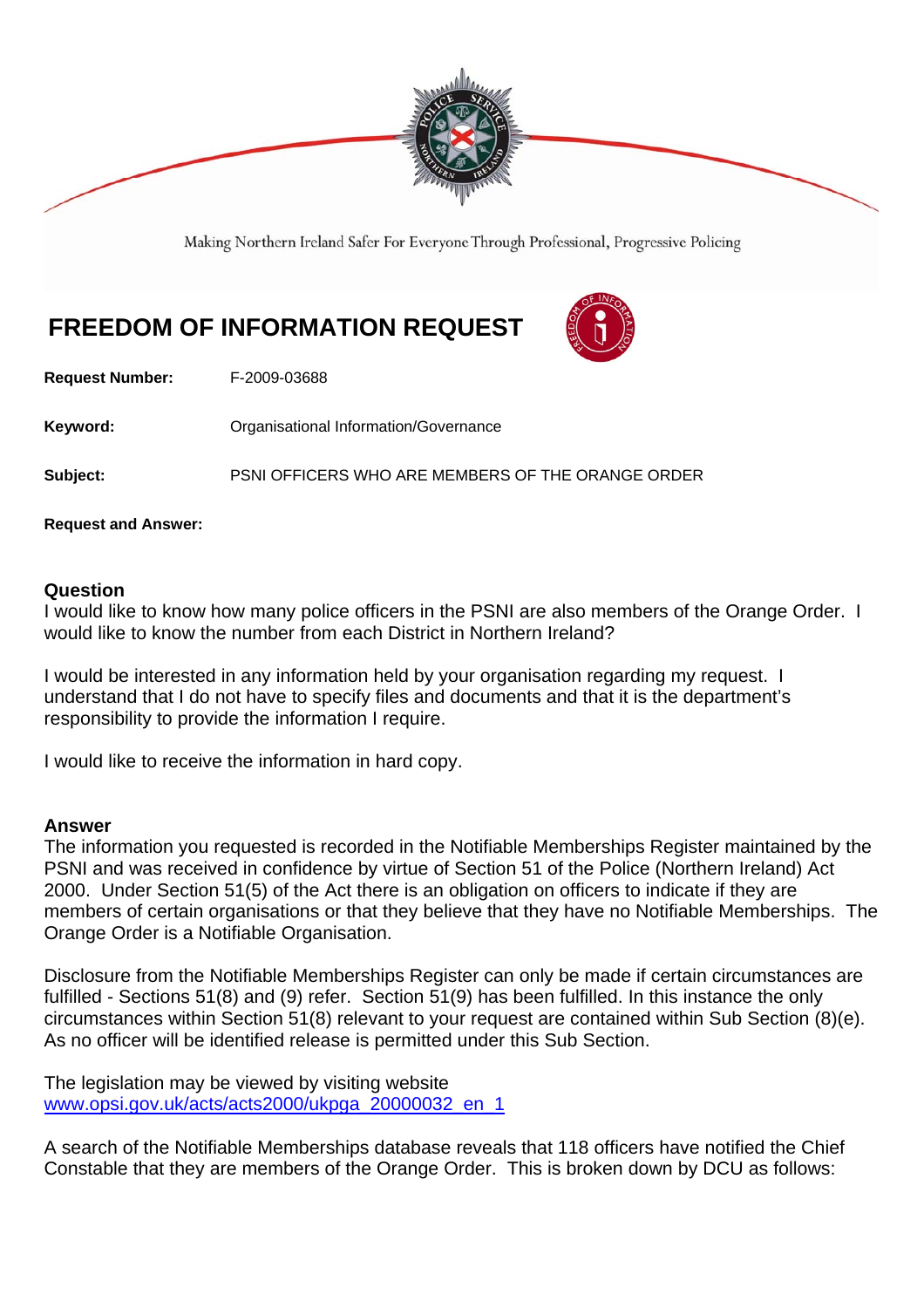Making Northern Ireland Safer For Everyone Through Professional, Progressive Policing

# FREEDOM OF INFORMATION REQUEST

**Request Number:** F-2009-03688

**Keyword:** Organisational Information/Governance

**Subject:** PSNI OFFICERS WHO ARE MEMBERS OF THE ORANGE ORDER

**Request and Answer:**

## Question

I would like to know how many police officers in the PSNI are also members of the Orange Order. I would like to know the number from each District in Northern Ireland?

I would be interested in any information held by your organisation regarding my request. I understand that I do not have to specify files and documents and that it is the department's responsibility to provide the information I require.

I would like to receive the information in hard copy.

## Answer

The information you requested is recorded in the Notifiable Memberships Register maintained by the PSNI and was received in confidence by virtue of Section 51 of the Police (Northern Ireland) Act 2000. Under Section 51(5) of the Act there is an obligation on officers to indicate if they are members of certain organisations or that they believe that they have no Notifiable Memberships. The Orange Order is a Notifiable Organisation.

Disclosure from the Notifiable Memberships Register can only be made if certain circumstances are fulfilled - Sections 51(8) and (9) refer. Section 51(9) has been fulfilled. In this instance the only circumstances within Section 51(8) relevant to your request are contained within Sub Section (8)(e). As no officer will be identified release is permitted under this Sub Section.

The legislation may be viewed by visiting website
[www.opsi.gov.uk/acts/acts2000/ukpga_20000032_en_1](www.opsi.gov.uk/acts/acts2000/ukpga_20000032_en_1)

A search of the Notifiable Memberships database reveals that 118 officers have notified the Chief Constable that they are members of the Orange Order. This is broken down by DCU as follows: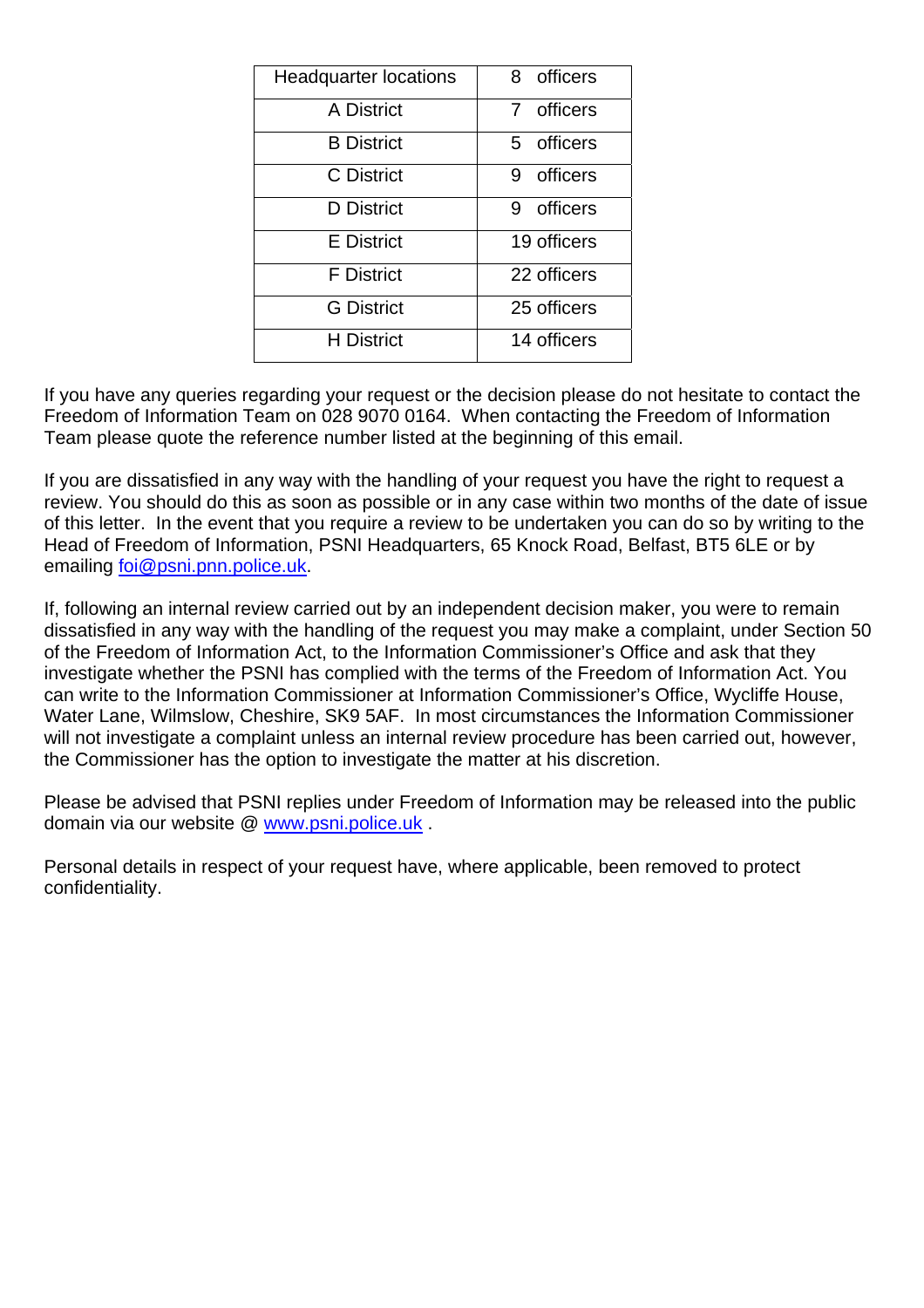| | |
|---|---|
| Headquarter locations | 8 officers |
| A District | 7 officers |
| B District | 5 officers |
| C District | 9 officers |
| D District | 9 officers |
| E District | 19 officers |
| F District | 22 officers |
| G District | 25 officers |
| H District | 14 officers |

If you have any queries regarding your request or the decision please do not hesitate to contact the Freedom of Information Team on 028 9070 0164. When contacting the Freedom of Information Team please quote the reference number listed at the beginning of this email.

If you are dissatisfied in any way with the handling of your request you have the right to request a review. You should do this as soon as possible or in any case within two months of the date of issue of this letter. In the event that you require a review to be undertaken you can do so by writing to the Head of Freedom of Information, PSNI Headquarters, 65 Knock Road, Belfast, BT5 6LE or by emailing foi@psni.pnn.police.uk.

If, following an internal review carried out by an independent decision maker, you were to remain dissatisfied in any way with the handling of the request you may make a complaint, under Section 50 of the Freedom of Information Act, to the Information Commissioner's Office and ask that they investigate whether the PSNI has complied with the terms of the Freedom of Information Act. You can write to the Information Commissioner at Information Commissioner's Office, Wycliffe House, Water Lane, Wilmslow, Cheshire, SK9 5AF. In most circumstances the Information Commissioner will not investigate a complaint unless an internal review procedure has been carried out, however, the Commissioner has the option to investigate the matter at his discretion.

Please be advised that PSNI replies under Freedom of Information may be released into the public domain via our website @ www.psni.police.uk .

Personal details in respect of your request have, where applicable, been removed to protect confidentiality.